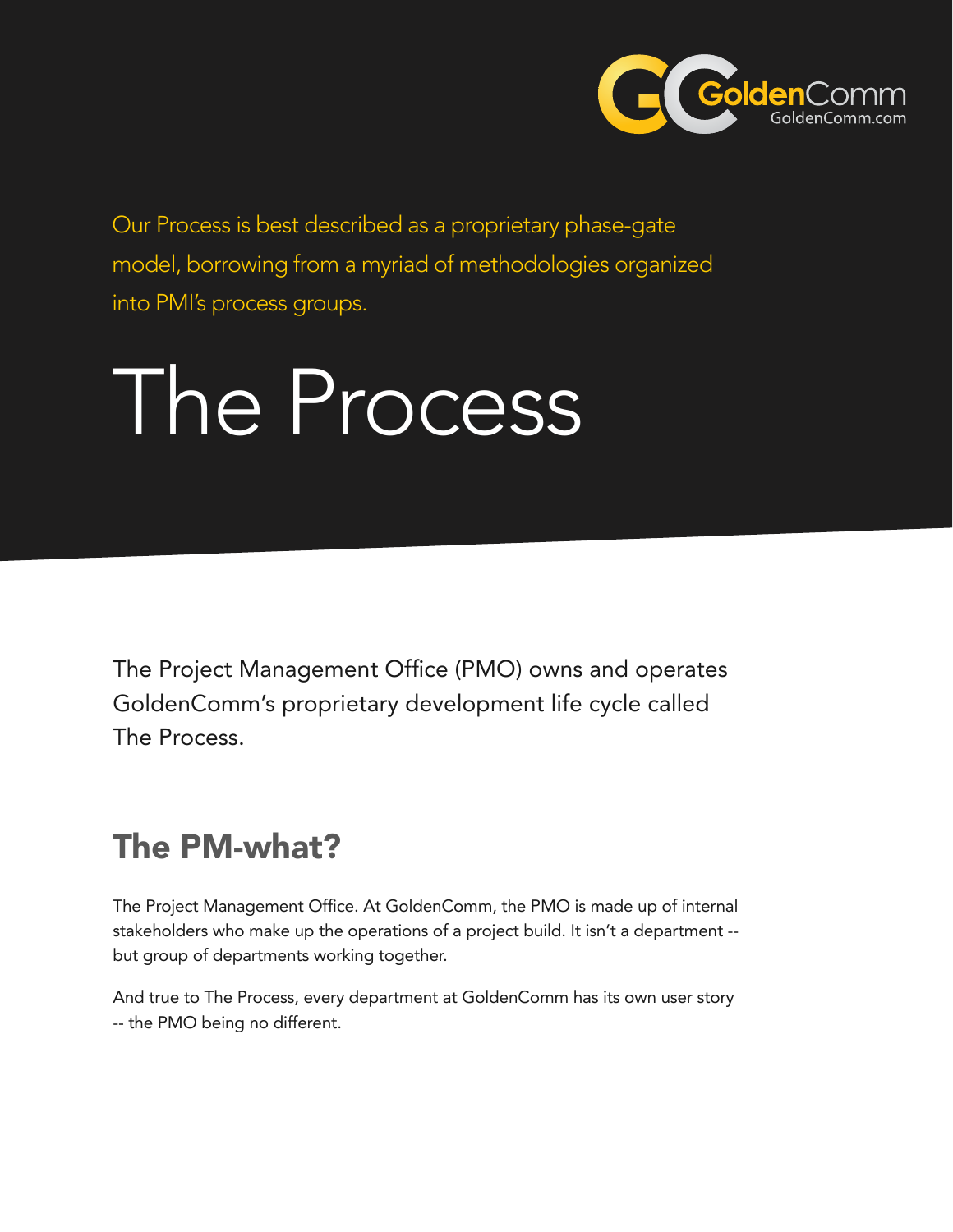GoldenComm
GoldenComm.com

Our Process is best described as a proprietary phase-gate model, borrowing from a myriad of methodologies organized into PMI's process groups.

# The Process

The Project Management Office (PMO) owns and operates GoldenComm's proprietary development life cycle called The Process.

## The PM-what?

The Project Management Office. At GoldenComm, the PMO is made up of internal stakeholders who make up the operations of a project build. It isn't a department -- but group of departments working together.

And true to The Process, every department at GoldenComm has its own user story -- the PMO being no different.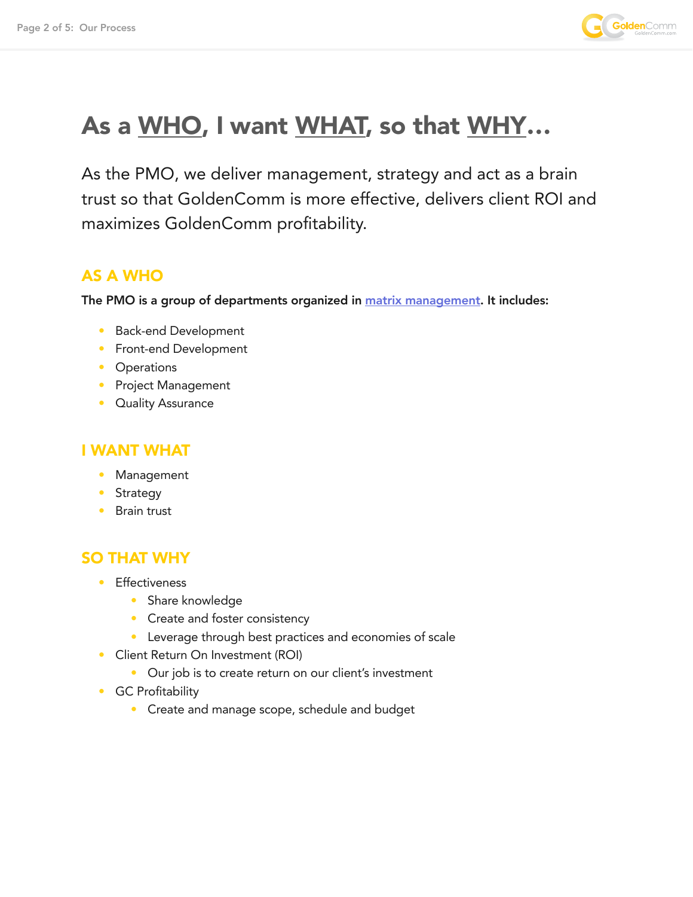# As a WHO, I want WHAT, so that WHY…

As the PMO, we deliver management, strategy and act as a brain trust so that GoldenComm is more effective, delivers client ROI and maximizes GoldenComm profitability.

## AS A WHO

**The PMO is a group of departments organized in [matrix management]. It includes:**

- Back-end Development
- Front-end Development
- Operations
- Project Management
- Quality Assurance

## I WANT WHAT

- Management
- Strategy
- Brain trust

## SO THAT WHY

- Effectiveness
  - Share knowledge
  - Create and foster consistency
  - Leverage through best practices and economies of scale
- Client Return On Investment (ROI)
  - Our job is to create return on our client's investment
- GC Profitability
  - Create and manage scope, schedule and budget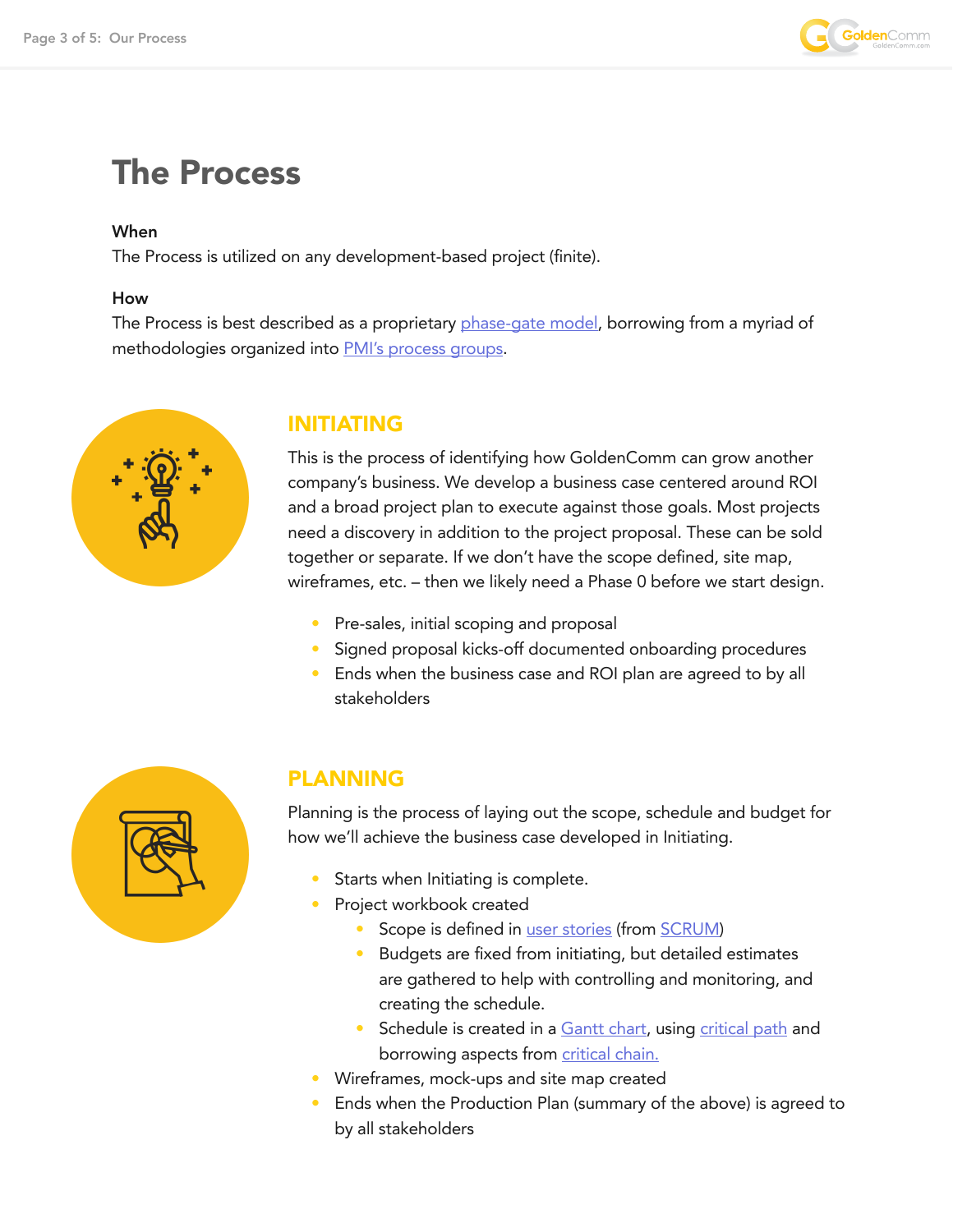# The Process

**When**

The Process is utilized on any development-based project (finite).

**How**

The Process is best described as a proprietary phase-gate model, borrowing from a myriad of methodologies organized into PMI's process groups.

## INITIATING

This is the process of identifying how GoldenComm can grow another company's business. We develop a business case centered around ROI and a broad project plan to execute against those goals. Most projects need a discovery in addition to the project proposal. These can be sold together or separate. If we don't have the scope defined, site map, wireframes, etc. – then we likely need a Phase 0 before we start design.

- Pre-sales, initial scoping and proposal
- Signed proposal kicks-off documented onboarding procedures
- Ends when the business case and ROI plan are agreed to by all stakeholders

## PLANNING

Planning is the process of laying out the scope, schedule and budget for how we'll achieve the business case developed in Initiating.

- Starts when Initiating is complete.
- Project workbook created
  - Scope is defined in user stories (from SCRUM)
  - Budgets are fixed from initiating, but detailed estimates are gathered to help with controlling and monitoring, and creating the schedule.
  - Schedule is created in a Gantt chart, using critical path and borrowing aspects from critical chain.
- Wireframes, mock-ups and site map created
- Ends when the Production Plan (summary of the above) is agreed to by all stakeholders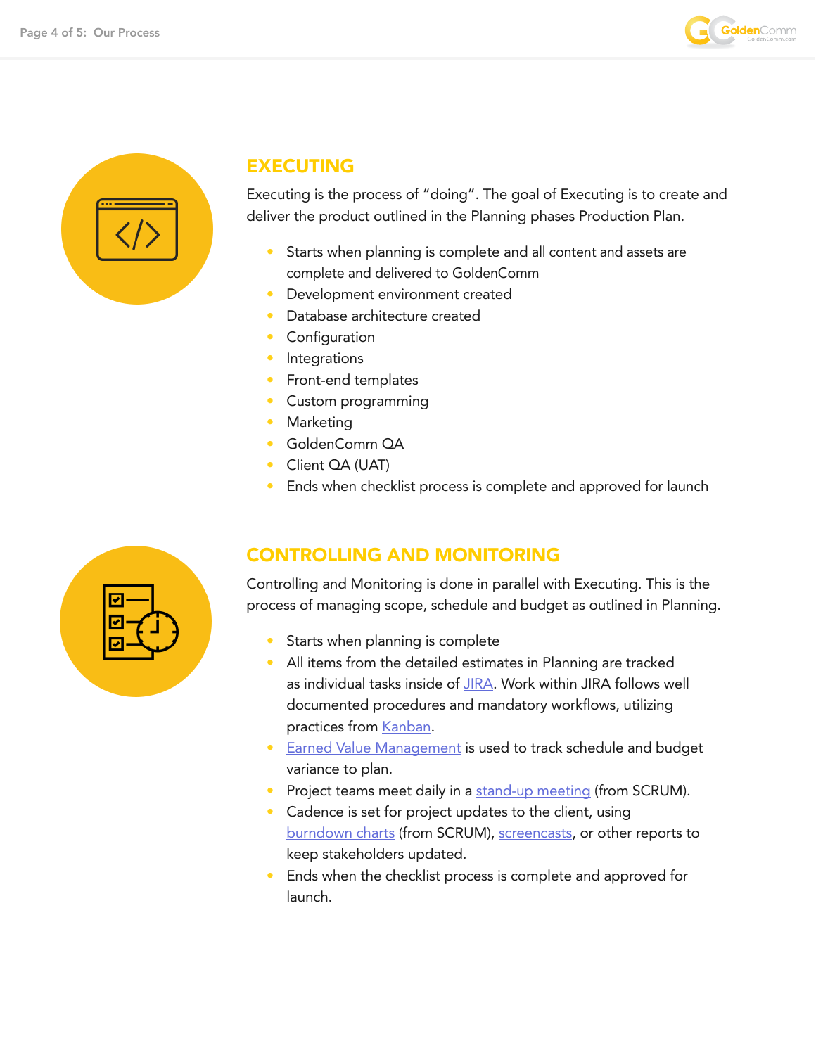## EXECUTING

Executing is the process of “doing”. The goal of Executing is to create and deliver the product outlined in the Planning phases Production Plan.

- Starts when planning is complete and all content and assets are complete and delivered to GoldenComm
- Development environment created
- Database architecture created
- Configuration
- Integrations
- Front-end templates
- Custom programming
- Marketing
- GoldenComm QA
- Client QA (UAT)
- Ends when checklist process is complete and approved for launch

## CONTROLLING AND MONITORING

Controlling and Monitoring is done in parallel with Executing. This is the process of managing scope, schedule and budget as outlined in Planning.

- Starts when planning is complete
- All items from the detailed estimates in Planning are tracked as individual tasks inside of JIRA. Work within JIRA follows well documented procedures and mandatory workflows, utilizing practices from Kanban.
- Earned Value Management is used to track schedule and budget variance to plan.
- Project teams meet daily in a stand-up meeting (from SCRUM).
- Cadence is set for project updates to the client, using burndown charts (from SCRUM), screencasts, or other reports to keep stakeholders updated.
- Ends when the checklist process is complete and approved for launch.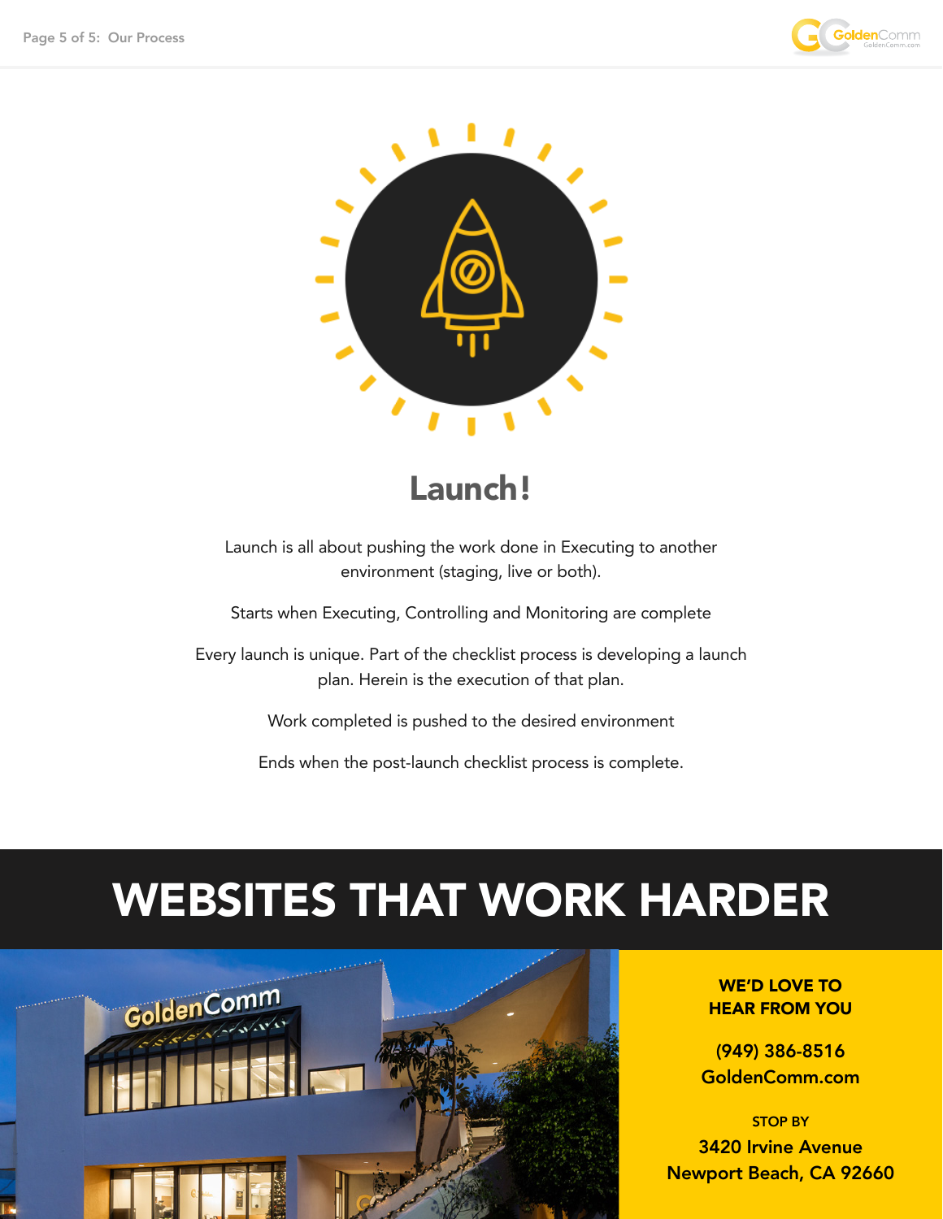# Launch!

Launch is all about pushing the work done in Executing to another environment (staging, live or both).

Starts when Executing, Controlling and Monitoring are complete

Every launch is unique. Part of the checklist process is developing a launch plan. Herein is the execution of that plan.

Work completed is pushed to the desired environment

Ends when the post-launch checklist process is complete.

## WEBSITES THAT WORK HARDER

**WE'D LOVE TO HEAR FROM YOU**

**(949) 386-8516**
**GoldenComm.com**

STOP BY
**3420 Irvine Avenue**
**Newport Beach, CA 92660**